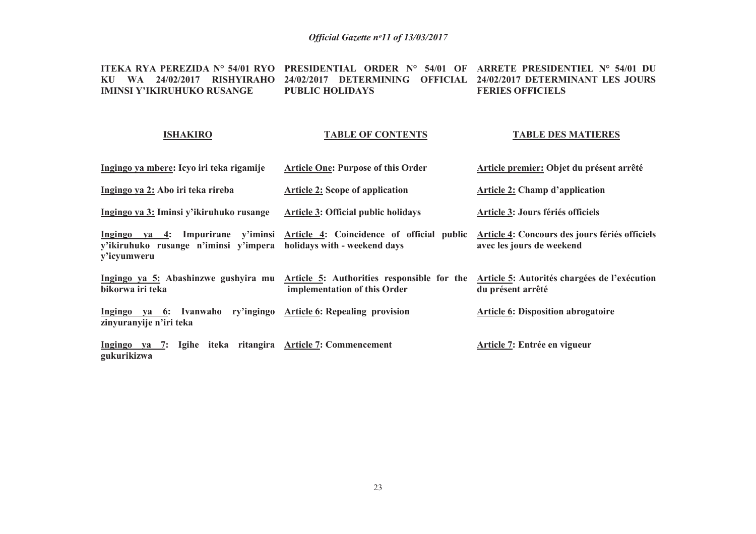**ITEKA RYA PEREZIDA N° 54/01 RYO KU WA 24/02/2017 RISHYIRAHO IMINSI Y'IKIRUHUKO RUSANGE**

**PRESIDENTIAL ORDER N° 54/01 OF 24/02/2017 DETERMINING OFFICIAL PUBLIC HOLIDAYS**

**ARRETE PRESIDENTIEL N° 54/01 DU 24/02/2017 DETERMINANT LES JOURS FERIES OFFICIELS**

| **ISHAKIRO** | **TABLE OF CONTENTS** | **TABLE DES MATIERES** |
|---|---|---|
| **Ingingo ya mbere: Icyo iri teka rigamije** | **Article One: Purpose of this Order** | **Article premier: Objet du présent arrêté** |
| **Ingingo ya 2: Abo iri teka rireba** | **Article 2: Scope of application** | **Article 2: Champ d'application** |
| **Ingingo ya 3: Iminsi y'ikiruhuko rusange** | **Article 3: Official public holidays** | **Article 3: Jours fériés officiels** |
| **Ingingo ya 4: Impurirane y'iminsi y'ikiruhuko rusange n'iminsi y'impera y'icyumweru** | **Article 4: Coincidence of official public holidays with - weekend days** | **Article 4: Concours des jours fériés officiels avec les jours de weekend** |
| **Ingingo ya 5: Abashinzwe gushyira mu bikorwa iri teka** | **Article 5: Authorities responsible for the implementation of this Order** | **Article 5: Autorités chargées de l'exécution du présent arrêté** |
| **Ingingo ya 6: Ivanwaho ry'ingingo zinyuranyije n'iri teka** | **Article 6: Repealing provision** | **Article 6: Disposition abrogatoire** |
| **Ingingo ya 7: Igihe iteka ritangira gukurikizwa** | **Article 7: Commencement** | **Article 7: Entrée en vigueur** |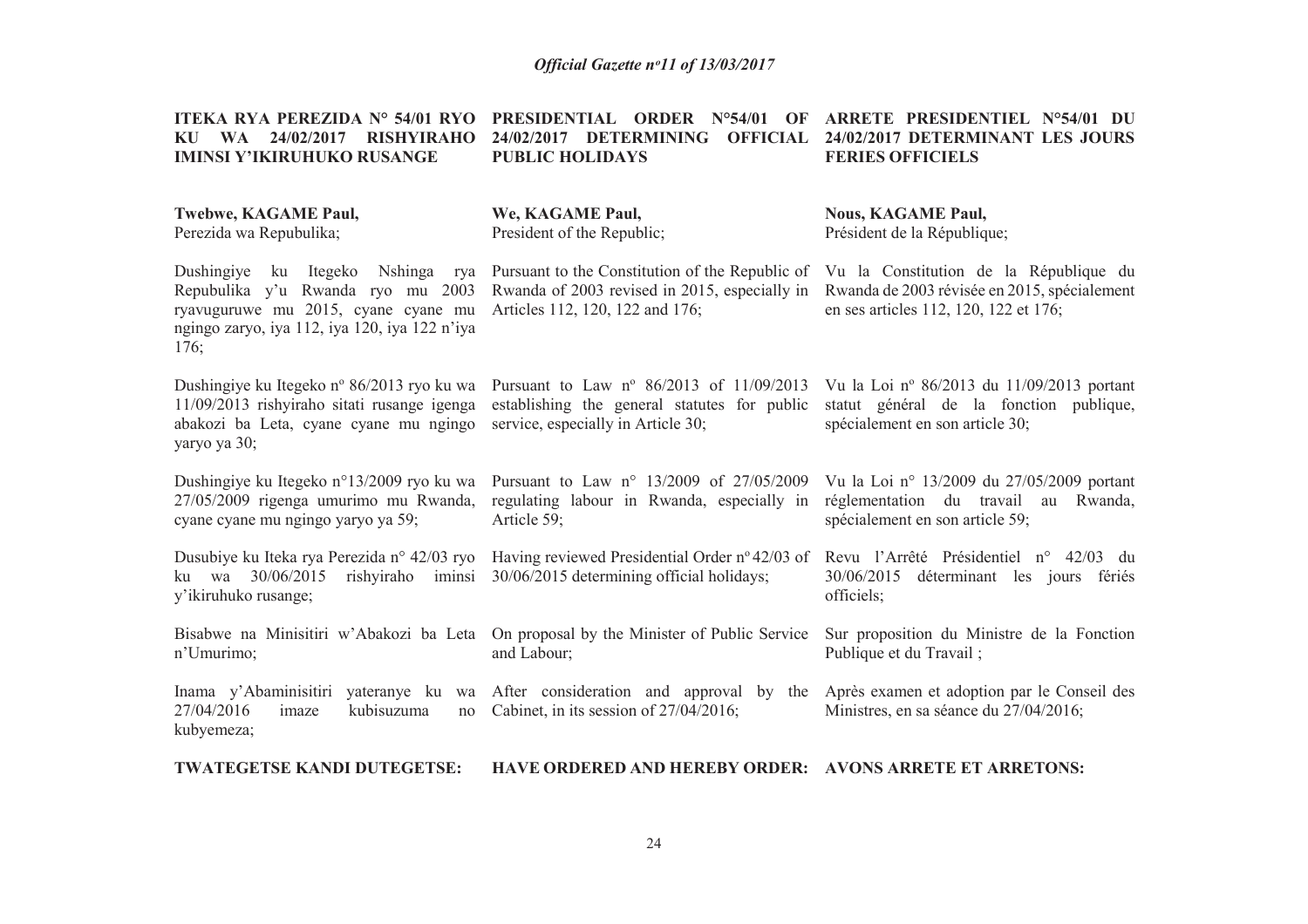**ITEKA RYA PEREZIDA N° 54/01 RYO KU WA 24/02/2017 RISHYIRAHO IMINSI Y'IKIRUHUKO RUSANGE**

**Twebwe, KAGAME Paul,**
Perezida wa Repubulika;

Dushingiye ku Itegeko Nshinga rya Repubulika y'u Rwanda ryo mu 2003 ryavuguruwe mu 2015, cyane cyane mu ngingo zaryo, iya 112, iya 120, iya 122 n'iya 176;

Dushingiye ku Itegeko nº 86/2013 ryo ku wa 11/09/2013 rishyiraho sitati rusange igenga abakozi ba Leta, cyane cyane mu ngingo yaryo ya 30;

Dushingiye ku Itegeko n°13/2009 ryo ku wa 27/05/2009 rigenga umurimo mu Rwanda, cyane cyane mu ngingo yaryo ya 59;

Dusubiye ku Iteka rya Perezida n° 42/03 ryo ku wa 30/06/2015 rishyiraho iminsi y'ikiruhuko rusange;

Bisabwe na Minisitiri w'Abakozi ba Leta n'Umurimo;

Inama y'Abaminisitiri yateranye ku wa 27/04/2016 imaze kubisuzuma no kubyemeza;

**TWATEGETSE KANDI DUTEGETSE:**

**PRESIDENTIAL ORDER N°54/01 OF 24/02/2017 DETERMINING OFFICIAL PUBLIC HOLIDAYS**

**We, KAGAME Paul,**
President of the Republic;

Pursuant to the Constitution of the Republic of Rwanda of 2003 revised in 2015, especially in Articles 112, 120, 122 and 176;

Pursuant to Law nº 86/2013 of 11/09/2013 establishing the general statutes for public service, especially in Article 30;

Pursuant to Law n° 13/2009 of 27/05/2009 regulating labour in Rwanda, especially in Article 59;

Having reviewed Presidential Order nº 42/03 of 30/06/2015 determining official holidays;

On proposal by the Minister of Public Service and Labour;

After consideration and approval by the Cabinet, in its session of 27/04/2016;

**HAVE ORDERED AND HEREBY ORDER:**

**ARRETE PRESIDENTIEL N°54/01 DU 24/02/2017 DETERMINANT LES JOURS FERIES OFFICIELS**

**Nous, KAGAME Paul,**
Président de la République;

Vu la Constitution de la République du Rwanda de 2003 révisée en 2015, spécialement en ses articles 112, 120, 122 et 176;

Vu la Loi nº 86/2013 du 11/09/2013 portant statut général de la fonction publique, spécialement en son article 30;

Vu la Loi n° 13/2009 du 27/05/2009 portant réglementation du travail au Rwanda, spécialement en son article 59;

Revu l'Arrêté Présidentiel n° 42/03 du 30/06/2015 déterminant les jours fériés officiels;

Sur proposition du Ministre de la Fonction Publique et du Travail ;

Après examen et adoption par le Conseil des Ministres, en sa séance du 27/04/2016;

**AVONS ARRETE ET ARRETONS:**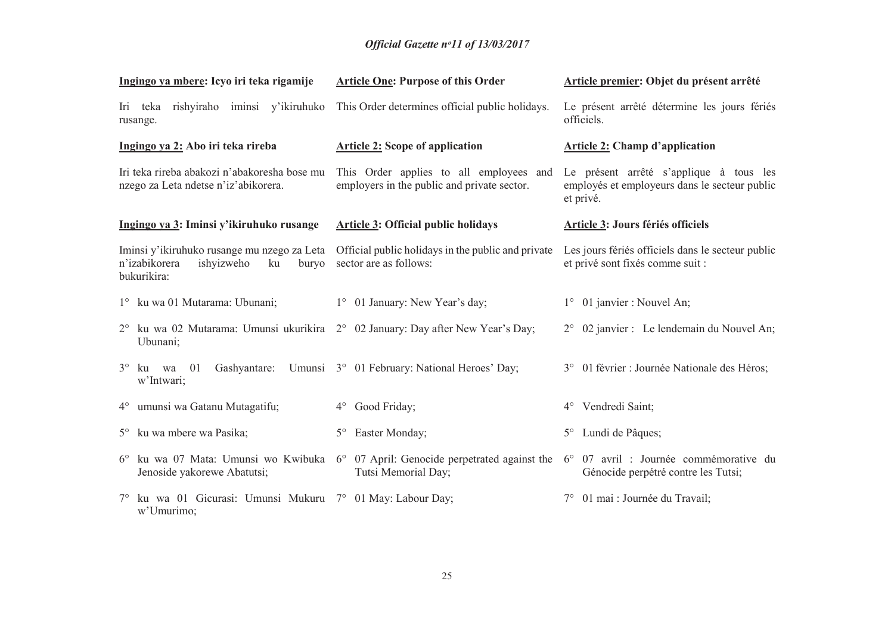**Ingingo ya mbere: Icyo iri teka rigamije**

Iri teka rishyiraho iminsi y'ikiruhuko rusange.

**Ingingo ya 2: Abo iri teka rireba**

Iri teka rireba abakozi n'abakoresha bose mu nzego za Leta ndetse n'iz'abikorera.

**Ingingo ya 3: Iminsi y'ikiruhuko rusange**

Iminsi y'ikiruhuko rusange mu nzego za Leta n'izabikorera ishyizweho ku buryo bukurikira:

1° ku wa 01 Mutarama: Ubunani;

2° ku wa 02 Mutarama: Umunsi ukurikira Ubunani;

3° ku wa 01 Gashyantare: Umunsi w'Intwari;

4° umunsi wa Gatanu Mutagatifu;

5° ku wa mbere wa Pasika;

6° ku wa 07 Mata: Umunsi wo Kwibuka Jenoside yakorewe Abatutsi;

7° ku wa 01 Gicurasi: Umunsi Mukuru w'Umurimo;

**Article One: Purpose of this Order**

This Order determines official public holidays.

**Article 2: Scope of application**

This Order applies to all employees and employers in the public and private sector.

**Article 3: Official public holidays**

Official public holidays in the public and private sector are as follows:

1° 01 January: New Year's day;

2° 02 January: Day after New Year's Day;

3° 01 February: National Heroes' Day;

4° Good Friday;

5° Easter Monday;

6° 07 April: Genocide perpetrated against the Tutsi Memorial Day;

7° 01 May: Labour Day;

**Article premier: Objet du présent arrêté**

Le présent arrêté détermine les jours fériés officiels.

**Article 2: Champ d'application**

Le présent arrêté s'applique à tous les employés et employeurs dans le secteur public et privé.

**Article 3: Jours fériés officiels**

Les jours fériés officiels dans le secteur public et privé sont fixés comme suit :

1° 01 janvier : Nouvel An;

2° 02 janvier : Le lendemain du Nouvel An;

3° 01 février : Journée Nationale des Héros;

4° Vendredi Saint;

5° Lundi de Pâques;

6° 07 avril : Journée commémorative du Génocide perpétré contre les Tutsi;

7° 01 mai : Journée du Travail;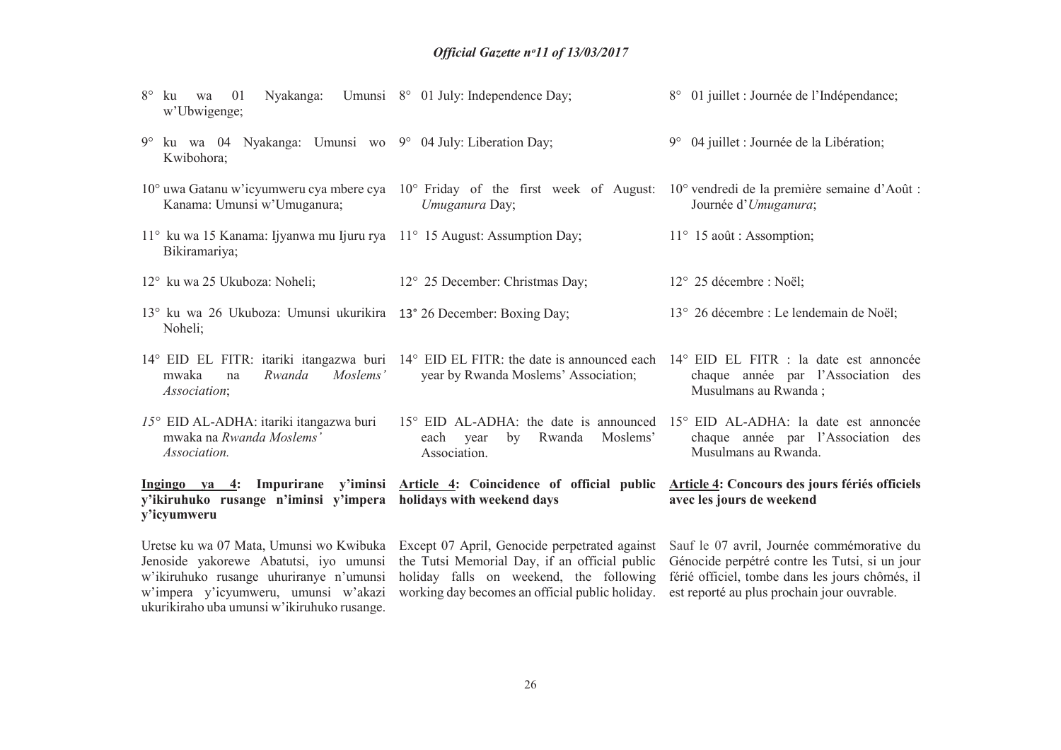8° ku wa 01 Nyakanga: Umunsi w'Ubwigenge;

9° ku wa 04 Nyakanga: Umunsi wo Kwibohora;

10° uwa Gatanu w'icyumweru cya mbere cya Kanama: Umunsi w'Umuganura;

11° ku wa 15 Kanama: Ijyanwa mu Ijuru rya Bikiramariya;

12° ku wa 25 Ukuboza: Noheli;

13° ku wa 26 Ukuboza: Umunsi ukurikira Noheli;

14° EID EL FITR: itariki itangazwa buri mwaka na *Rwanda Moslems' Association*;

*15°* EID AL-ADHA: itariki itangazwa buri mwaka na *Rwanda Moslems' Association.*

**Ingingo ya 4: Impurirane y'iminsi y'ikiruhuko rusange n'iminsi y'impera y'icyumweru**

Uretse ku wa 07 Mata, Umunsi wo Kwibuka Jenoside yakorewe Abatutsi, iyo umunsi w'ikiruhuko rusange uhuriranye n'umunsi w'impera y'icyumweru, umunsi w'akazi ukurikiraho uba umunsi w'ikiruhuko rusange.

8° 01 July: Independence Day;

9° 04 July: Liberation Day;

10° Friday of the first week of August: *Umuganura* Day;

11° 15 August: Assumption Day;

12° 25 December: Christmas Day;

13° 26 December: Boxing Day;

14° EID EL FITR: the date is announced each year by Rwanda Moslems' Association;

15° EID AL-ADHA: the date is announced each year by Rwanda Moslems' Association.

**Article 4: Coincidence of official public holidays with weekend days**

Except 07 April, Genocide perpetrated against the Tutsi Memorial Day, if an official public holiday falls on weekend, the following working day becomes an official public holiday.

8° 01 juillet : Journée de l'Indépendance;

9° 04 juillet : Journée de la Libération;

10° vendredi de la première semaine d'Août : Journée d'*Umuganura*;

11° 15 août : Assomption;

12° 25 décembre : Noël;

13° 26 décembre : Le lendemain de Noël;

14° EID EL FITR : la date est annoncée chaque année par l'Association des Musulmans au Rwanda ;

15° EID AL-ADHA: la date est annoncée chaque année par l'Association des Musulmans au Rwanda.

**Article 4: Concours des jours fériés officiels avec les jours de weekend**

Sauf le 07 avril, Journée commémorative du Génocide perpétré contre les Tutsi, si un jour férié officiel, tombe dans les jours chômés, il est reporté au plus prochain jour ouvrable.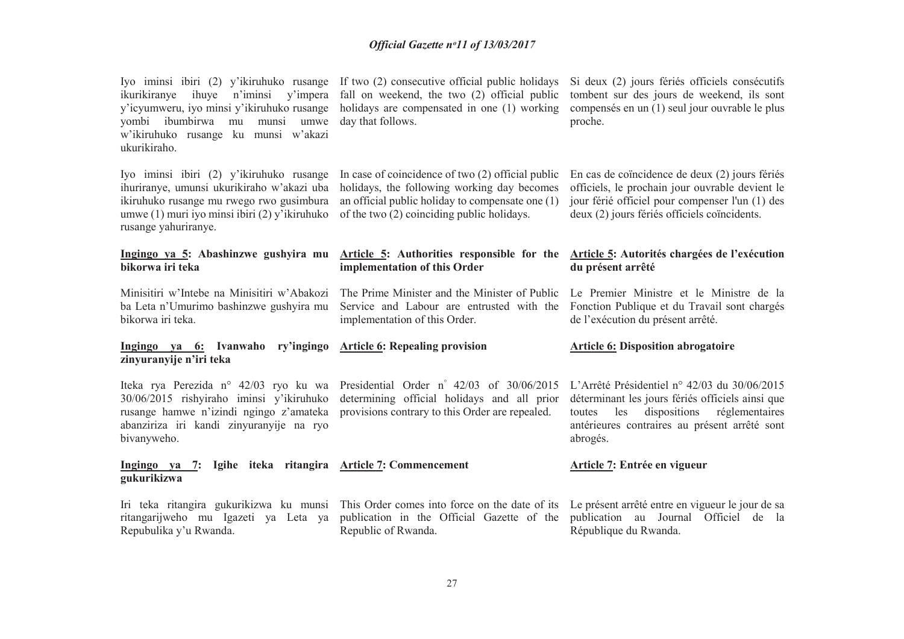Iyo iminsi ibiri (2) y'ikiruhuko rusange ikurikiranye ihuye n'iminsi y'impera y'icyumweru, iyo minsi y'ikiruhuko rusange yombi ibumbirwa mu munsi umwe w'ikiruhuko rusange ku munsi w'akazi ukurikiraho.

Iyo iminsi ibiri (2) y'ikiruhuko rusange ihuriranye, umunsi ukurikiraho w'akazi uba ikiruhuko rusange mu rwego rwo gusimbura umwe (1) muri iyo minsi ibiri (2) y'ikiruhuko rusange yahuriranye.

**Ingingo ya 5: Abashinzwe gushyira mu bikorwa iri teka**

Minisitiri w'Intebe na Minisitiri w'Abakozi ba Leta n'Umurimo bashinzwe gushyira mu bikorwa iri teka.

**Ingingo ya 6: Ivanwaho ry'ingingo zinyuranyije n'iri teka**

Iteka rya Perezida n° 42/03 ryo ku wa 30/06/2015 rishyiraho iminsi y'ikiruhuko rusange hamwe n'izindi ngingo z'amateka abanziriza iri kandi zinyuranyije na ryo bivanyweho.

**Ingingo ya 7: Igihe iteka ritangira gukurikizwa**

Iri teka ritangira gukurikizwa ku munsi ritangarijweho mu Igazeti ya Leta ya Repubulika y'u Rwanda.

If two (2) consecutive official public holidays fall on weekend, the two (2) official public holidays are compensated in one (1) working day that follows.

In case of coincidence of two (2) official public holidays, the following working day becomes an official public holiday to compensate one (1) of the two (2) coinciding public holidays.

**Article 5: Authorities responsible for the implementation of this Order**

The Prime Minister and the Minister of Public Service and Labour are entrusted with the implementation of this Order.

**Article 6: Repealing provision**

Presidential Order n° 42/03 of 30/06/2015 determining official holidays and all prior provisions contrary to this Order are repealed.

**Article 7: Commencement**

This Order comes into force on the date of its publication in the Official Gazette of the Republic of Rwanda.

Si deux (2) jours fériés officiels consécutifs tombent sur des jours de weekend, ils sont compensés en un (1) seul jour ouvrable le plus proche.

En cas de coïncidence de deux (2) jours fériés officiels, le prochain jour ouvrable devient le jour férié officiel pour compenser l'un (1) des deux (2) jours fériés officiels coïncidents.

**Article 5: Autorités chargées de l'exécution du présent arrêté**

Le Premier Ministre et le Ministre de la Fonction Publique et du Travail sont chargés de l'exécution du présent arrêté.

**Article 6: Disposition abrogatoire**

L'Arrêté Présidentiel n° 42/03 du 30/06/2015 déterminant les jours fériés officiels ainsi que toutes les dispositions réglementaires antérieures contraires au présent arrêté sont abrogés.

**Article 7: Entrée en vigueur**

Le présent arrêté entre en vigueur le jour de sa publication au Journal Officiel de la République du Rwanda.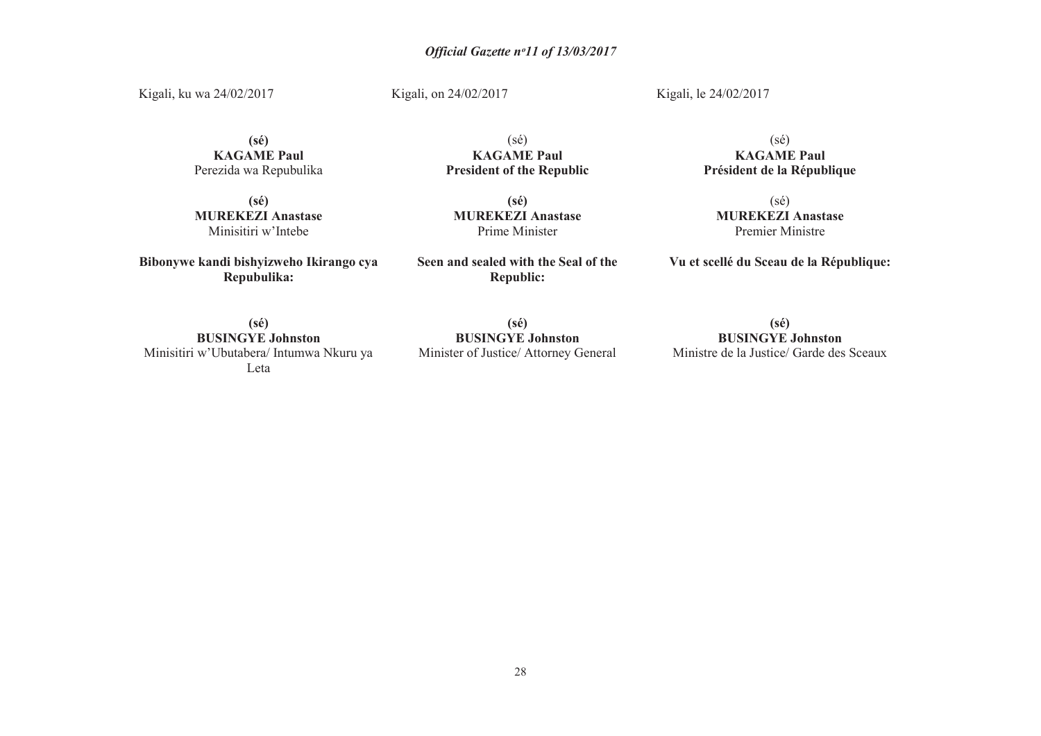Kigali, ku wa 24/02/2017

**(sé)**
**KAGAME Paul**
Perezida wa Repubulika

**(sé)**
**MUREKEZI Anastase**
Minisitiri w'Intebe

**Bibonywe kandi bishyizweho Ikirango cya Repubulika:**

**(sé)**
**BUSINGYE Johnston**
Minisitiri w'Ubutabera/ Intumwa Nkuru ya Leta

Kigali, on 24/02/2017

(sé)
**KAGAME Paul**
**President of the Republic**

**(sé)**
**MUREKEZI Anastase**
Prime Minister

**Seen and sealed with the Seal of the Republic:**

**(sé)**
**BUSINGYE Johnston**
Minister of Justice/ Attorney General

Kigali, le 24/02/2017

(sé)
**KAGAME Paul**
**Président de la République**

(sé)
**MUREKEZI Anastase**
Premier Ministre

**Vu et scellé du Sceau de la République:**

**(sé)**
**BUSINGYE Johnston**
Ministre de la Justice/ Garde des Sceaux